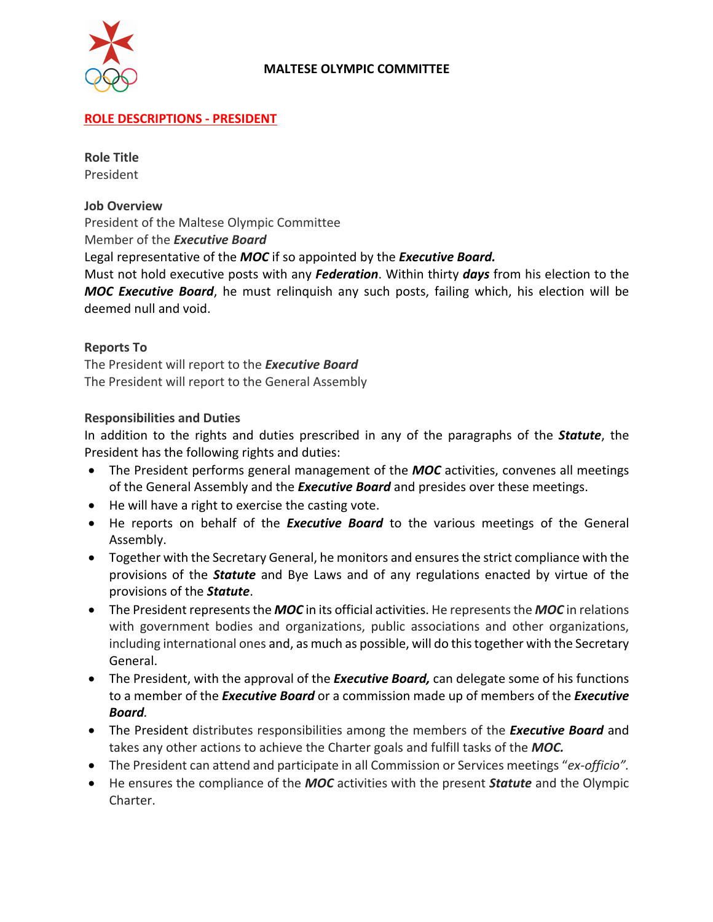# MALTESE OLYMPIC COMMITTEE

## ROLE DESCRIPTIONS - PRESIDENT

**Role Title**
President

**Job Overview**
President of the Maltese Olympic Committee
Member of the ***Executive Board***
Legal representative of the ***MOC*** if so appointed by the ***Executive Board.***
Must not hold executive posts with any ***Federation***. Within thirty ***days*** from his election to the ***MOC Executive Board***, he must relinquish any such posts, failing which, his election will be deemed null and void.

**Reports To**
The President will report to the ***Executive Board***
The President will report to the General Assembly

**Responsibilities and Duties**
In addition to the rights and duties prescribed in any of the paragraphs of the ***Statute***, the President has the following rights and duties:

- The President performs general management of the ***MOC*** activities, convenes all meetings of the General Assembly and the ***Executive Board*** and presides over these meetings.
- He will have a right to exercise the casting vote.
- He reports on behalf of the ***Executive Board*** to the various meetings of the General Assembly.
- Together with the Secretary General, he monitors and ensures the strict compliance with the provisions of the ***Statute*** and Bye Laws and of any regulations enacted by virtue of the provisions of the ***Statute***.
- The President represents the ***MOC*** in its official activities. He represents the ***MOC*** in relations with government bodies and organizations, public associations and other organizations, including international ones and, as much as possible, will do this together with the Secretary General.
- The President, with the approval of the ***Executive Board,*** can delegate some of his functions to a member of the ***Executive Board*** or a commission made up of members of the ***Executive Board***.
- The President distributes responsibilities among the members of the ***Executive Board*** and takes any other actions to achieve the Charter goals and fulfill tasks of the ***MOC.***
- The President can attend and participate in all Commission or Services meetings "*ex-officio".*
- He ensures the compliance of the ***MOC*** activities with the present ***Statute*** and the Olympic Charter.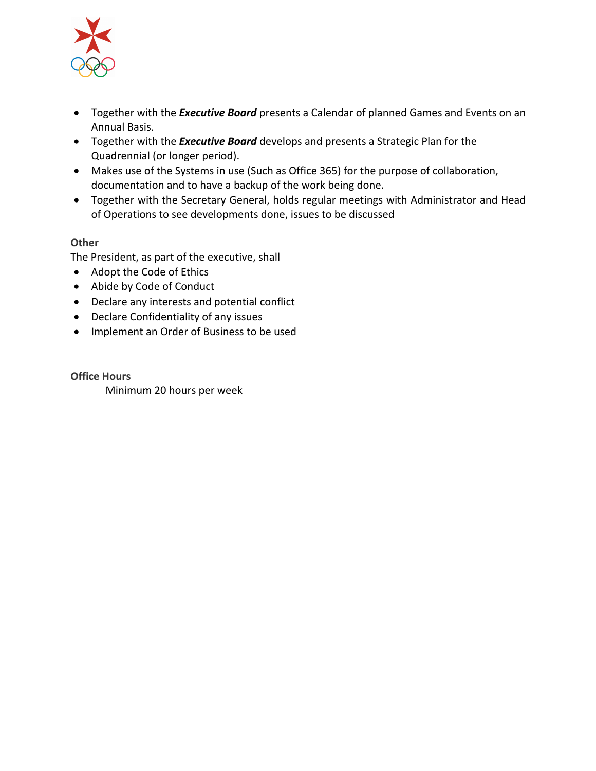- Together with the ***Executive Board*** presents a Calendar of planned Games and Events on an Annual Basis.
- Together with the ***Executive Board*** develops and presents a Strategic Plan for the Quadrennial (or longer period).
- Makes use of the Systems in use (Such as Office 365) for the purpose of collaboration, documentation and to have a backup of the work being done.
- Together with the Secretary General, holds regular meetings with Administrator and Head of Operations to see developments done, issues to be discussed

**Other**

The President, as part of the executive, shall

- Adopt the Code of Ethics
- Abide by Code of Conduct
- Declare any interests and potential conflict
- Declare Confidentiality of any issues
- Implement an Order of Business to be used

**Office Hours**

Minimum 20 hours per week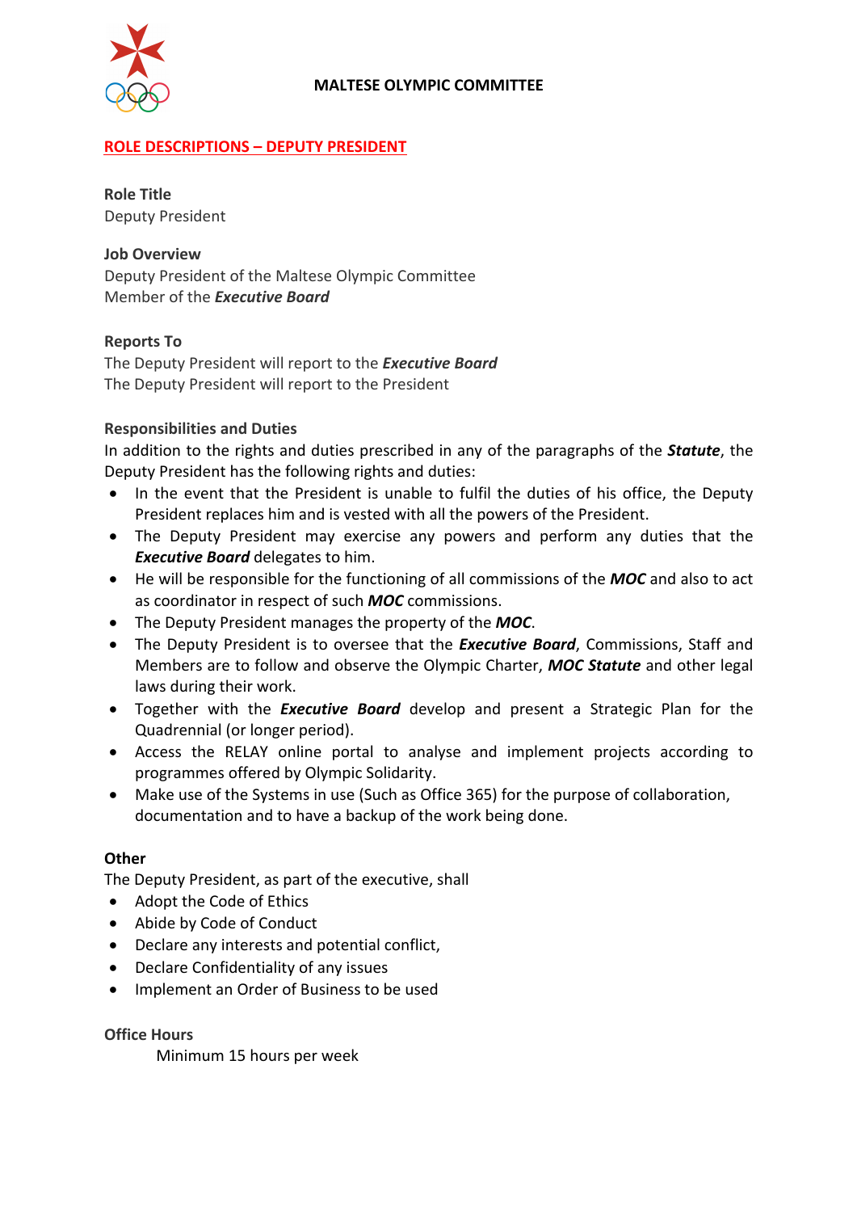**MALTESE OLYMPIC COMMITTEE**

## ROLE DESCRIPTIONS – DEPUTY PRESIDENT

**Role Title**
Deputy President

**Job Overview**
Deputy President of the Maltese Olympic Committee
Member of the ***Executive Board***

**Reports To**
The Deputy President will report to the ***Executive Board***
The Deputy President will report to the President

**Responsibilities and Duties**
In addition to the rights and duties prescribed in any of the paragraphs of the ***Statute***, the Deputy President has the following rights and duties:

- In the event that the President is unable to fulfil the duties of his office, the Deputy President replaces him and is vested with all the powers of the President.
- The Deputy President may exercise any powers and perform any duties that the ***Executive Board*** delegates to him.
- He will be responsible for the functioning of all commissions of the ***MOC*** and also to act as coordinator in respect of such ***MOC*** commissions.
- The Deputy President manages the property of the ***MOC***.
- The Deputy President is to oversee that the ***Executive Board***, Commissions, Staff and Members are to follow and observe the Olympic Charter, ***MOC Statute*** and other legal laws during their work.
- Together with the ***Executive Board*** develop and present a Strategic Plan for the Quadrennial (or longer period).
- Access the RELAY online portal to analyse and implement projects according to programmes offered by Olympic Solidarity.
- Make use of the Systems in use (Such as Office 365) for the purpose of collaboration, documentation and to have a backup of the work being done.

**Other**
The Deputy President, as part of the executive, shall

- Adopt the Code of Ethics
- Abide by Code of Conduct
- Declare any interests and potential conflict,
- Declare Confidentiality of any issues
- Implement an Order of Business to be used

**Office Hours**
Minimum 15 hours per week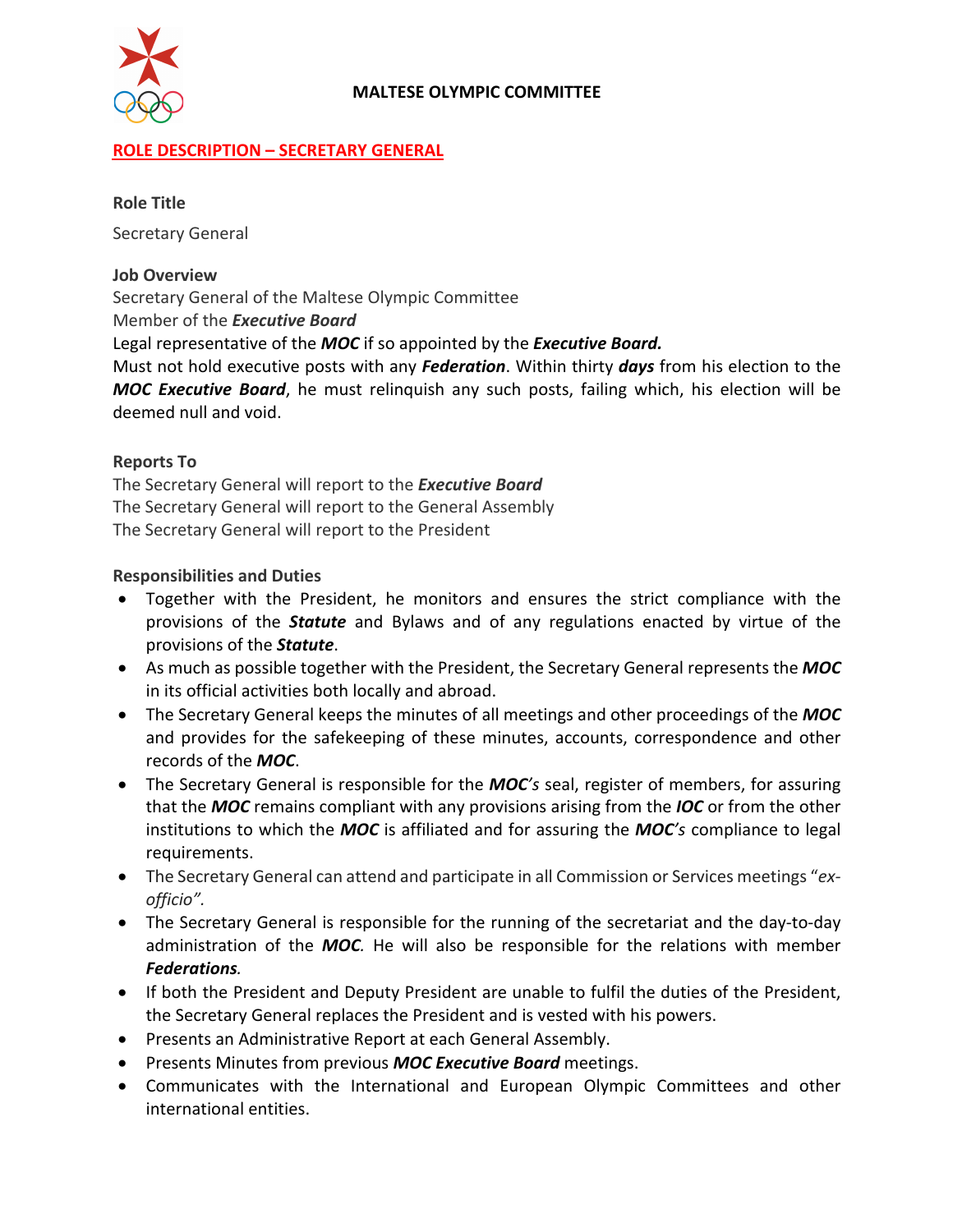**MALTESE OLYMPIC COMMITTEE**

## ROLE DESCRIPTION – SECRETARY GENERAL

**Role Title**

Secretary General

**Job Overview**

Secretary General of the Maltese Olympic Committee
Member of the ***Executive Board***
Legal representative of the ***MOC*** if so appointed by the ***Executive Board.***
Must not hold executive posts with any ***Federation***. Within thirty ***days*** from his election to the ***MOC Executive Board***, he must relinquish any such posts, failing which, his election will be deemed null and void.

**Reports To**

The Secretary General will report to the ***Executive Board***
The Secretary General will report to the General Assembly
The Secretary General will report to the President

**Responsibilities and Duties**

- Together with the President, he monitors and ensures the strict compliance with the provisions of the ***Statute*** and Bylaws and of any regulations enacted by virtue of the provisions of the ***Statute***.
- As much as possible together with the President, the Secretary General represents the ***MOC*** in its official activities both locally and abroad.
- The Secretary General keeps the minutes of all meetings and other proceedings of the ***MOC*** and provides for the safekeeping of these minutes, accounts, correspondence and other records of the ***MOC***.
- The Secretary General is responsible for the ***MOC's*** seal, register of members, for assuring that the ***MOC*** remains compliant with any provisions arising from the ***IOC*** or from the other institutions to which the ***MOC*** is affiliated and for assuring the ***MOC's*** compliance to legal requirements.
- The Secretary General can attend and participate in all Commission or Services meetings "*ex-officio*".
- The Secretary General is responsible for the running of the secretariat and the day-to-day administration of the ***MOC***. He will also be responsible for the relations with member ***Federations***.
- If both the President and Deputy President are unable to fulfil the duties of the President, the Secretary General replaces the President and is vested with his powers.
- Presents an Administrative Report at each General Assembly.
- Presents Minutes from previous ***MOC Executive Board*** meetings.
- Communicates with the International and European Olympic Committees and other international entities.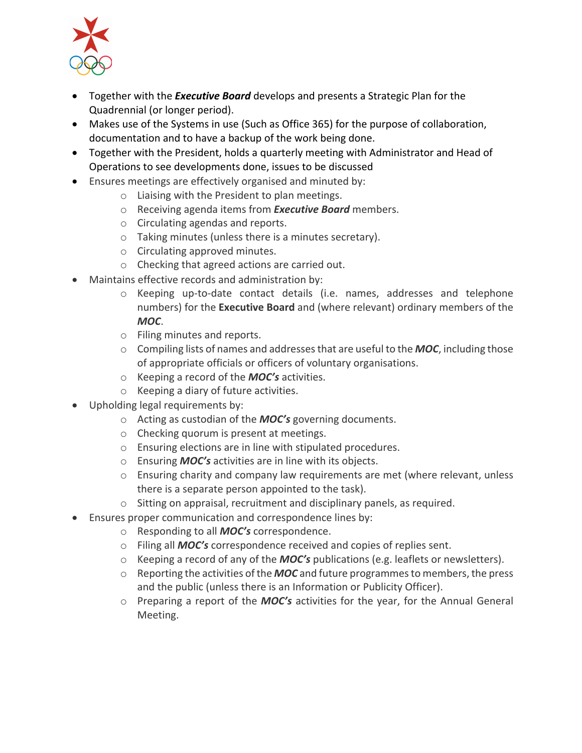- Together with the ***Executive Board*** develops and presents a Strategic Plan for the Quadrennial (or longer period).
- Makes use of the Systems in use (Such as Office 365) for the purpose of collaboration, documentation and to have a backup of the work being done.
- Together with the President, holds a quarterly meeting with Administrator and Head of Operations to see developments done, issues to be discussed
- Ensures meetings are effectively organised and minuted by:
    - Liaising with the President to plan meetings.
    - Receiving agenda items from ***Executive Board*** members.
    - Circulating agendas and reports.
    - Taking minutes (unless there is a minutes secretary).
    - Circulating approved minutes.
    - Checking that agreed actions are carried out.
- Maintains effective records and administration by:
    - Keeping up-to-date contact details (i.e. names, addresses and telephone numbers) for the **Executive Board** and (where relevant) ordinary members of the ***MOC***.
    - Filing minutes and reports.
    - Compiling lists of names and addresses that are useful to the ***MOC***, including those of appropriate officials or officers of voluntary organisations.
    - Keeping a record of the ***MOC's*** activities.
    - Keeping a diary of future activities.
- Upholding legal requirements by:
    - Acting as custodian of the ***MOC's*** governing documents.
    - Checking quorum is present at meetings.
    - Ensuring elections are in line with stipulated procedures.
    - Ensuring ***MOC's*** activities are in line with its objects.
    - Ensuring charity and company law requirements are met (where relevant, unless there is a separate person appointed to the task).
    - Sitting on appraisal, recruitment and disciplinary panels, as required.
- Ensures proper communication and correspondence lines by:
    - Responding to all ***MOC's*** correspondence.
    - Filing all ***MOC's*** correspondence received and copies of replies sent.
    - Keeping a record of any of the ***MOC's*** publications (e.g. leaflets or newsletters).
    - Reporting the activities of the ***MOC*** and future programmes to members, the press and the public (unless there is an Information or Publicity Officer).
    - Preparing a report of the ***MOC's*** activities for the year, for the Annual General Meeting.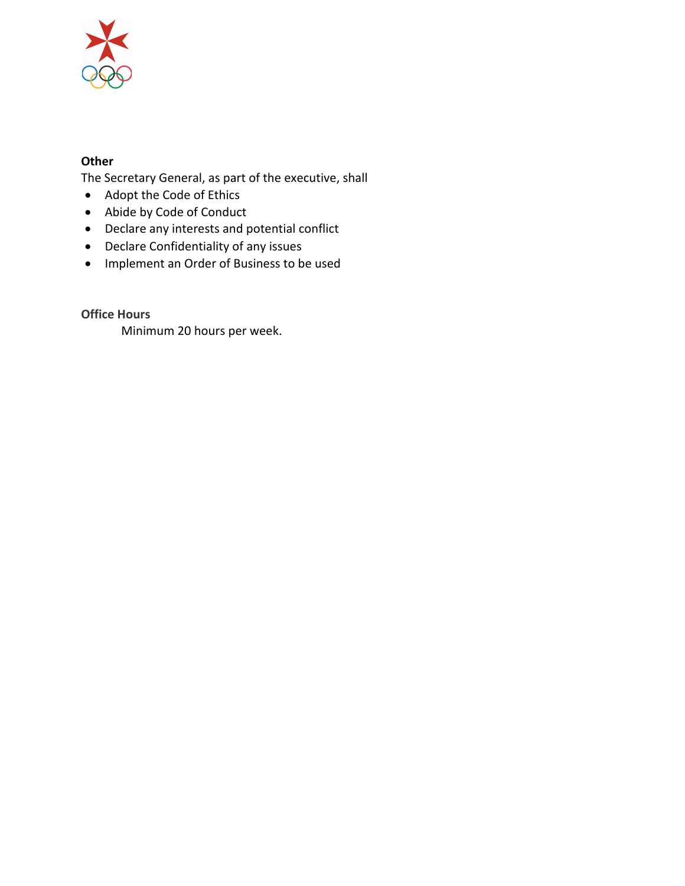**Other**

The Secretary General, as part of the executive, shall

- Adopt the Code of Ethics
- Abide by Code of Conduct
- Declare any interests and potential conflict
- Declare Confidentiality of any issues
- Implement an Order of Business to be used

**Office Hours**

Minimum 20 hours per week.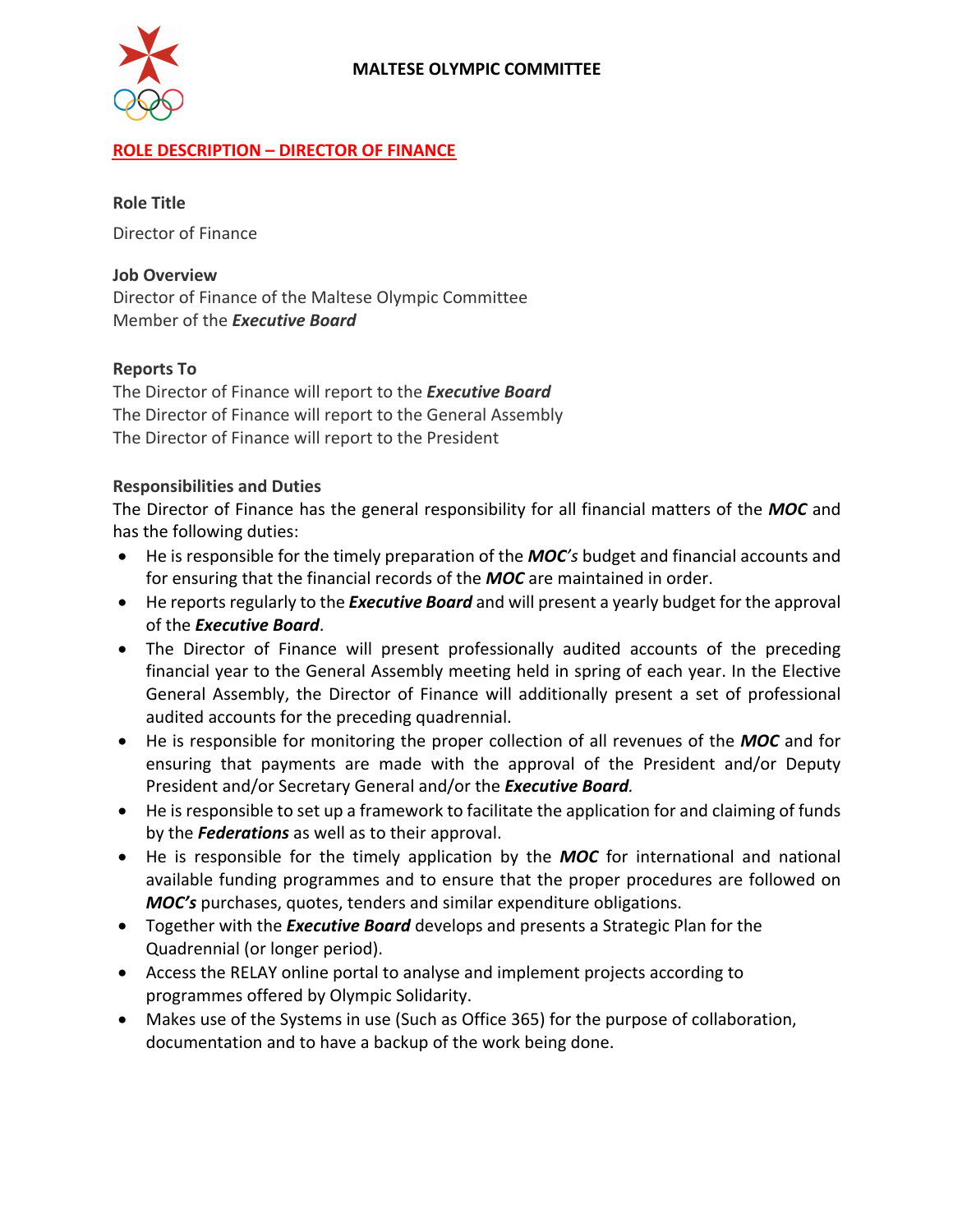**MALTESE OLYMPIC COMMITTEE**

## ROLE DESCRIPTION – DIRECTOR OF FINANCE

**Role Title**

Director of Finance

**Job Overview**

Director of Finance of the Maltese Olympic Committee
Member of the ***Executive Board***

**Reports To**

The Director of Finance will report to the ***Executive Board***
The Director of Finance will report to the General Assembly
The Director of Finance will report to the President

**Responsibilities and Duties**

The Director of Finance has the general responsibility for all financial matters of the ***MOC*** and has the following duties:

- He is responsible for the timely preparation of the ***MOC's*** budget and financial accounts and for ensuring that the financial records of the ***MOC*** are maintained in order.
- He reports regularly to the ***Executive Board*** and will present a yearly budget for the approval of the ***Executive Board***.
- The Director of Finance will present professionally audited accounts of the preceding financial year to the General Assembly meeting held in spring of each year. In the Elective General Assembly, the Director of Finance will additionally present a set of professional audited accounts for the preceding quadrennial.
- He is responsible for monitoring the proper collection of all revenues of the ***MOC*** and for ensuring that payments are made with the approval of the President and/or Deputy President and/or Secretary General and/or the ***Executive Board****.*
- He is responsible to set up a framework to facilitate the application for and claiming of funds by the ***Federations*** as well as to their approval.
- He is responsible for the timely application by the ***MOC*** for international and national available funding programmes and to ensure that the proper procedures are followed on ***MOC's*** purchases, quotes, tenders and similar expenditure obligations.
- Together with the ***Executive Board*** develops and presents a Strategic Plan for the Quadrennial (or longer period).
- Access the RELAY online portal to analyse and implement projects according to programmes offered by Olympic Solidarity.
- Makes use of the Systems in use (Such as Office 365) for the purpose of collaboration, documentation and to have a backup of the work being done.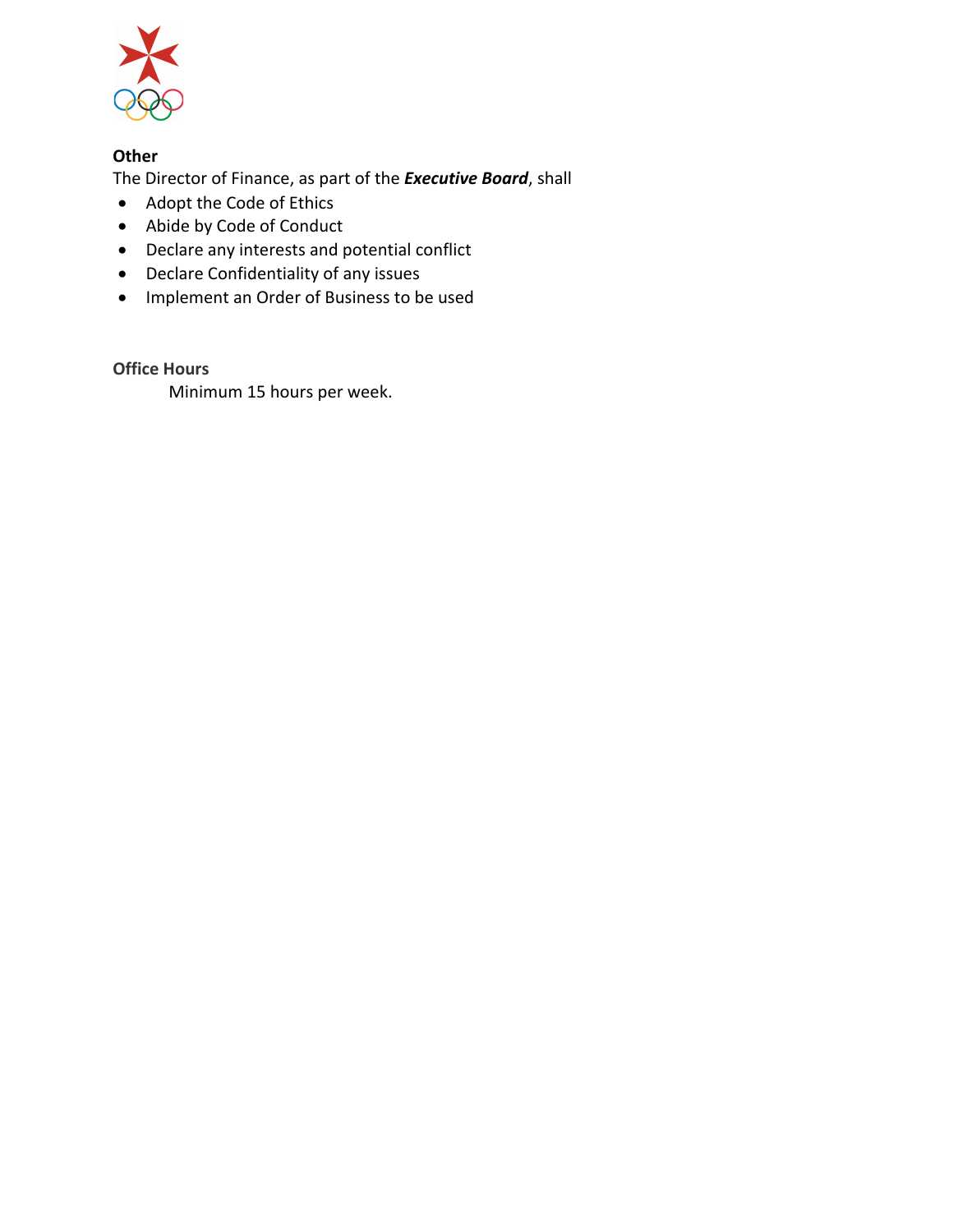**Other**

The Director of Finance, as part of the ***Executive Board***, shall

- Adopt the Code of Ethics
- Abide by Code of Conduct
- Declare any interests and potential conflict
- Declare Confidentiality of any issues
- Implement an Order of Business to be used

**Office Hours**

Minimum 15 hours per week.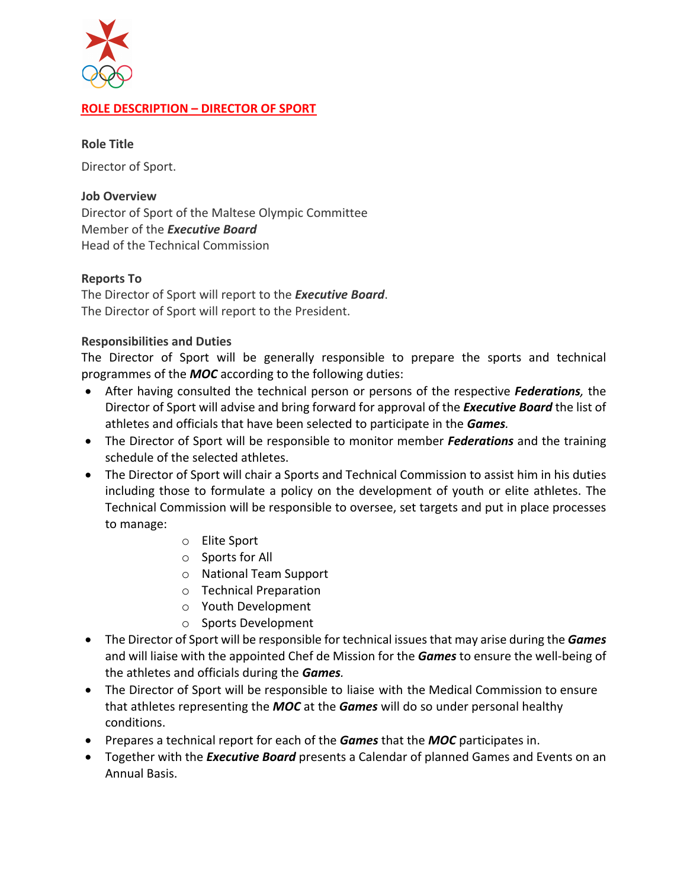## ROLE DESCRIPTION – DIRECTOR OF SPORT

**Role Title**

Director of Sport.

**Job Overview**

Director of Sport of the Maltese Olympic Committee
Member of the ***Executive Board***
Head of the Technical Commission

**Reports To**

The Director of Sport will report to the ***Executive Board***.
The Director of Sport will report to the President.

**Responsibilities and Duties**

The Director of Sport will be generally responsible to prepare the sports and technical programmes of the ***MOC*** according to the following duties:

- After having consulted the technical person or persons of the respective ***Federations,*** the Director of Sport will advise and bring forward for approval of the ***Executive Board*** the list of athletes and officials that have been selected to participate in the ***Games.***
- The Director of Sport will be responsible to monitor member ***Federations*** and the training schedule of the selected athletes.
- The Director of Sport will chair a Sports and Technical Commission to assist him in his duties including those to formulate a policy on the development of youth or elite athletes. The Technical Commission will be responsible to oversee, set targets and put in place processes to manage:
    - Elite Sport
    - Sports for All
    - National Team Support
    - Technical Preparation
    - Youth Development
    - Sports Development
- The Director of Sport will be responsible for technical issues that may arise during the ***Games*** and will liaise with the appointed Chef de Mission for the ***Games*** to ensure the well-being of the athletes and officials during the ***Games.***
- The Director of Sport will be responsible to liaise with the Medical Commission to ensure that athletes representing the ***MOC*** at the ***Games*** will do so under personal healthy conditions.
- Prepares a technical report for each of the ***Games*** that the ***MOC*** participates in.
- Together with the ***Executive Board*** presents a Calendar of planned Games and Events on an Annual Basis.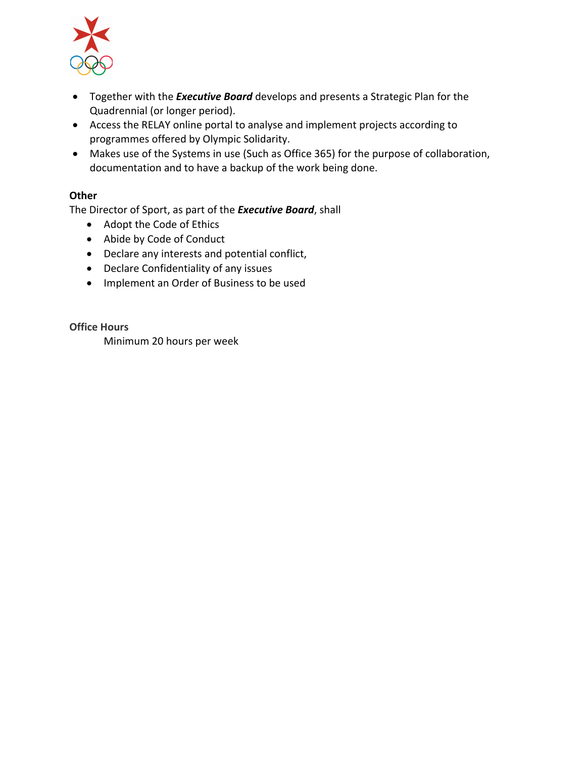- Together with the ***Executive Board*** develops and presents a Strategic Plan for the Quadrennial (or longer period).
- Access the RELAY online portal to analyse and implement projects according to programmes offered by Olympic Solidarity.
- Makes use of the Systems in use (Such as Office 365) for the purpose of collaboration, documentation and to have a backup of the work being done.

**Other**

The Director of Sport, as part of the ***Executive Board***, shall

- Adopt the Code of Ethics
- Abide by Code of Conduct
- Declare any interests and potential conflict,
- Declare Confidentiality of any issues
- Implement an Order of Business to be used

**Office Hours**

Minimum 20 hours per week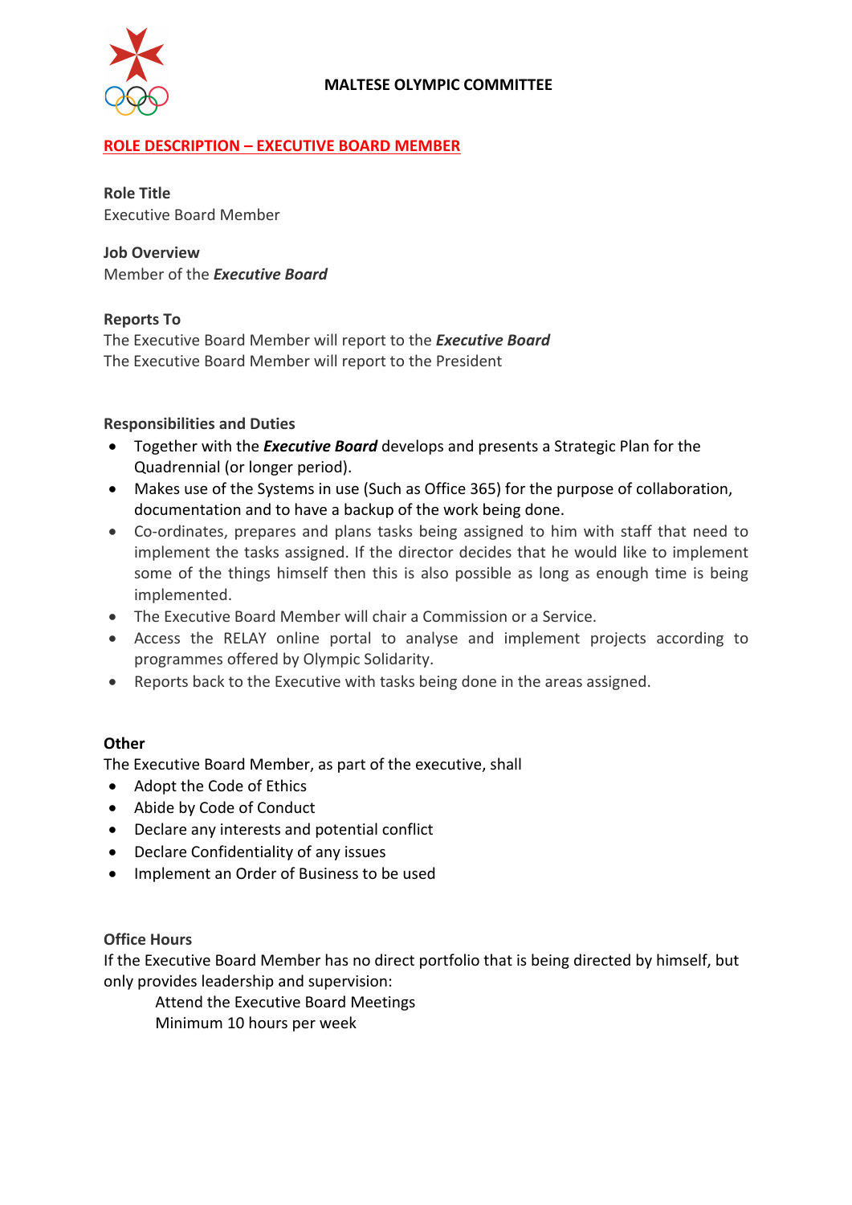**MALTESE OLYMPIC COMMITTEE**

## ROLE DESCRIPTION – EXECUTIVE BOARD MEMBER

**Role Title**
Executive Board Member

**Job Overview**
Member of the ***Executive Board***

**Reports To**
The Executive Board Member will report to the ***Executive Board***
The Executive Board Member will report to the President

**Responsibilities and Duties**

- Together with the ***Executive Board*** develops and presents a Strategic Plan for the Quadrennial (or longer period).
- Makes use of the Systems in use (Such as Office 365) for the purpose of collaboration, documentation and to have a backup of the work being done.
- Co-ordinates, prepares and plans tasks being assigned to him with staff that need to implement the tasks assigned. If the director decides that he would like to implement some of the things himself then this is also possible as long as enough time is being implemented.
- The Executive Board Member will chair a Commission or a Service.
- Access the RELAY online portal to analyse and implement projects according to programmes offered by Olympic Solidarity.
- Reports back to the Executive with tasks being done in the areas assigned.

**Other**
The Executive Board Member, as part of the executive, shall

- Adopt the Code of Ethics
- Abide by Code of Conduct
- Declare any interests and potential conflict
- Declare Confidentiality of any issues
- Implement an Order of Business to be used

**Office Hours**
If the Executive Board Member has no direct portfolio that is being directed by himself, but only provides leadership and supervision:

Attend the Executive Board Meetings
Minimum 10 hours per week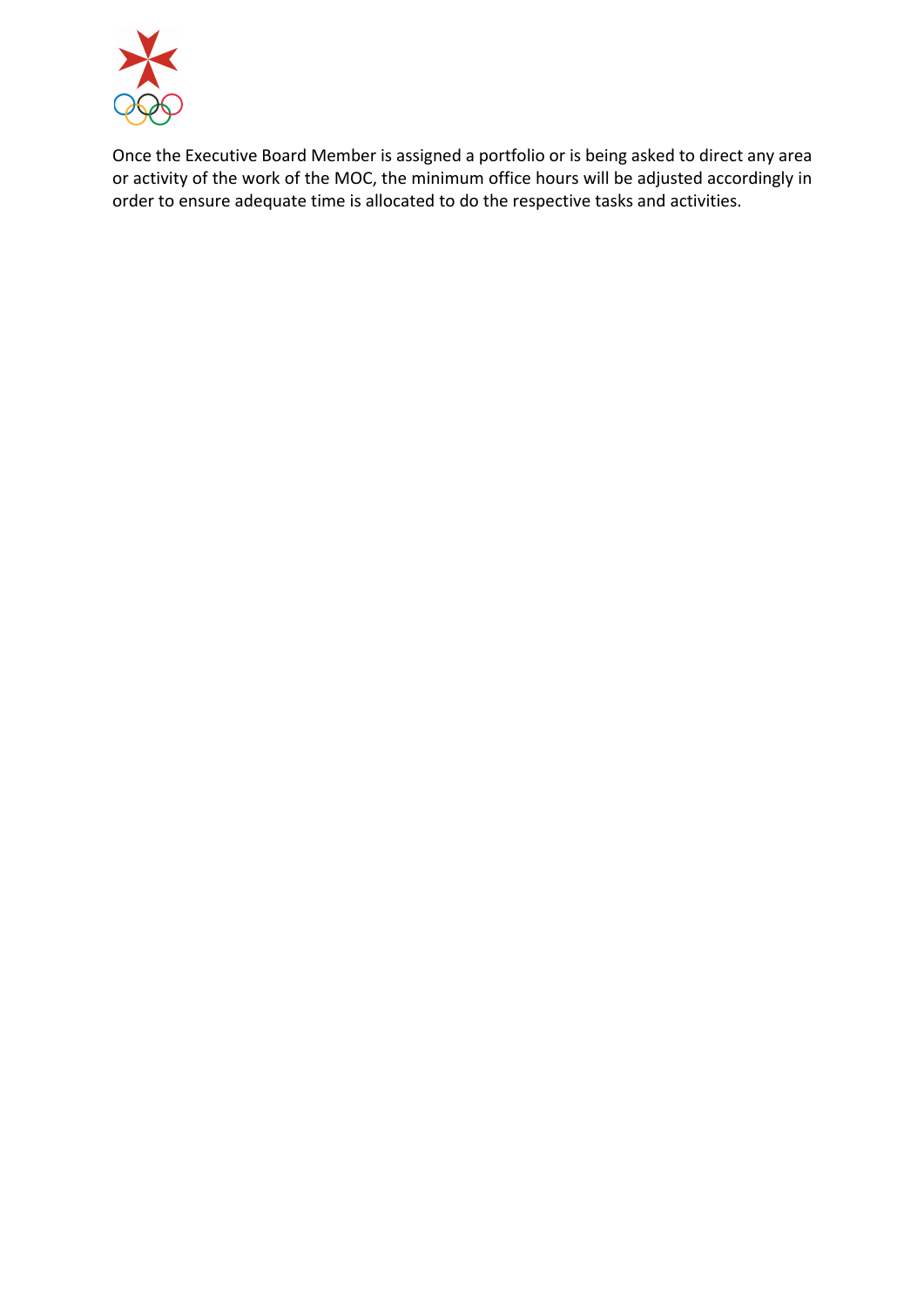Once the Executive Board Member is assigned a portfolio or is being asked to direct any area or activity of the work of the MOC, the minimum office hours will be adjusted accordingly in order to ensure adequate time is allocated to do the respective tasks and activities.